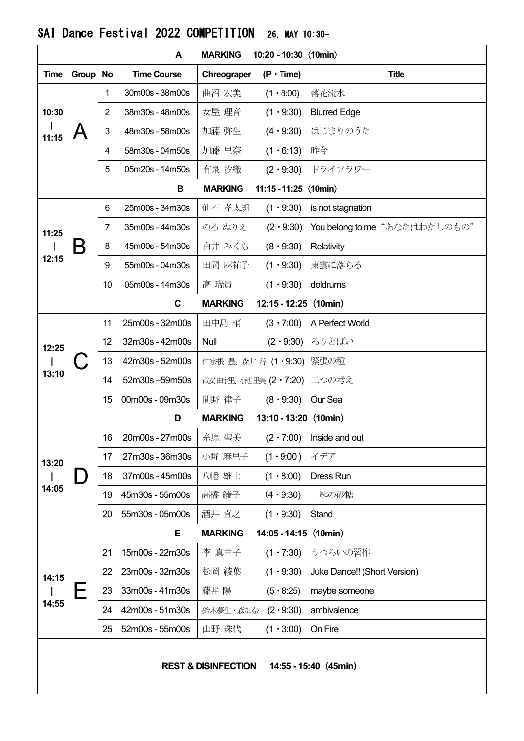# SAI Dance Festival 2022 COMPETITION 26, MAY 10:30-

| Time | Group | No | Time Course | Chreograper (P・Time) | Title |
|---|---|---|---|---|---|
| **A MARKING 10:20 - 10:30（10min）** | | | | | |
| 10:30 \| 11:15 | A | 1 | 30m00s - 38m00s | 曲沼 宏美 (1・8:00) | 落花流水 |
| | | 2 | 38m30s - 48m00s | 女屋 理音 (1・9:30) | Blurred Edge |
| | | 3 | 48m30s - 58m00s | 加藤 弥生 (4・9:30) | はじまりのうた |
| | | 4 | 58m30s - 04m50s | 加藤 里奈 (1・6:13) | 昨今 |
| | | 5 | 05m20s - 14m50s | 有泉 汐織 (2・9:30) | ドライフラワー |
| **B MARKING 11:15 - 11:25（10min）** | | | | | |
| 11:25 \| 12:15 | B | 6 | 25m00s - 34m30s | 仙石 孝太朗 (1・9:30) | is not stagnation |
| | | 7 | 35m00s - 44m30s | のろ ぬりえ (2・9:30) | You belong to me "あなたはわたしのもの" |
| | | 8 | 45m00s - 54m30s | 白井 みくも (8・9:30) | Relativity |
| | | 9 | 55m00s - 04m30s | 田岡 麻祐子 (1・9:30) | 東雲に落ちる |
| | | 10 | 05m00s - 14m30s | 髙 瑞貴 (1・9:30) | doldrums |
| **C MARKING 12:15 - 12:25（10min）** | | | | | |
| 12:25 \| 13:10 | C | 11 | 25m00s - 32m00s | 田中島 梢 (3・7:00) | A Perfect World |
| | | 12 | 32m30s - 42m00s | Null (2・9:30) | ろうとばい |
| | | 13 | 42m30s - 52m00s | 仲宗根 豊、森井 淳 (1・9:30) | 緊張の種 |
| | | 14 | 52m30s –59m50s | 武安由伊里、小池里美 (2・7:20) | 二つの考え |
| | | 15 | 00m00s - 09m30s | 間野 律子 (8・9:30) | Our Sea |
| **D MARKING 13:10 - 13:20（10min）** | | | | | |
| 13:20 \| 14:05 | D | 16 | 20m00s - 27m00s | 糸原 聖美 (2・7:00) | Inside and out |
| | | 17 | 27m30s - 36m30s | 小野 麻里子 (1・9:00) | イデア |
| | | 18 | 37m00s - 45m00s | 八幡 雄士 (1・8:00) | Dress Run |
| | | 19 | 45m30s - 55m00s | 高橋 綾子 (4・9:30) | 一匙の砂糖 |
| | | 20 | 55m30s - 05m00s | 酒井 直之 (1・9:30) | Stand |
| **E MARKING 14:05 - 14:15（10min）** | | | | | |
| 14:15 \| 14:55 | E | 21 | 15m00s - 22m30s | 李 真由子 (1・7:30) | うつろいの習作 |
| | | 22 | 23m00s - 32m30s | 松岡 綾葉 (1・9:30) | Juke Dance!! (Short Version) |
| | | 23 | 33m00s - 41m30s | 藤井 陽 (5・8:25) | maybe someone |
| | | 24 | 42m00s - 51m30s | 鈴木夢生・森加奈 (2・9:30) | ambivalence |
| | | 25 | 52m00s - 55m00s | 山野 珠代 (1・3:00) | On Fire |

**REST & DISINFECTION 14:55 - 15:40（45min）**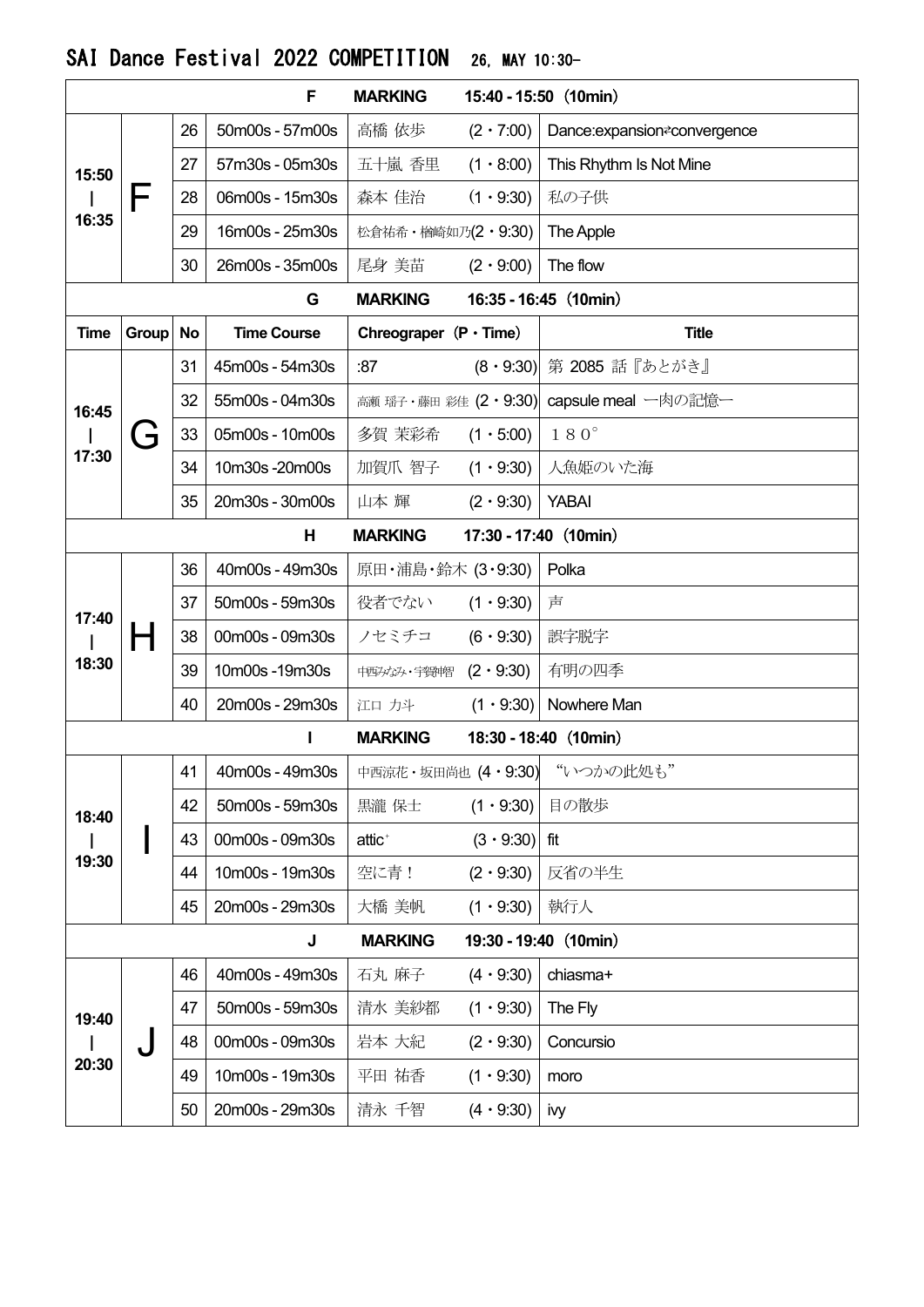# SAI Dance Festival 2022 COMPETITION 26, MAY 10:30-

| | | | | | |
|---|---|---|---|---|---|
| | | | F MARKING 15:40 - 15:50（10min） | | |
| 15:50 \| 16:35 | F | 26 | 50m00s - 57m00s | 高橋 依歩 (2・7:00) | Dance:expansion⇄convergence |
| | | 27 | 57m30s - 05m30s | 五十嵐 香里 (1・8:00) | This Rhythm Is Not Mine |
| | | 28 | 06m00s - 15m30s | 森本 佳治 (1・9:30) | 私の子供 |
| | | 29 | 16m00s - 25m30s | 松倉祐希・楡崎如乃(2・9:30) | The Apple |
| | | 30 | 26m00s - 35m00s | 尾身 美苗 (2・9:00) | The flow |
| | | | G MARKING 16:35 - 16:45（10min） | | |
| Time | Group | No | Time Course | Chreograper（P・Time） | Title |
| 16:45 \| 17:30 | G | 31 | 45m00s - 54m30s | :87 (8・9:30) | 第 2085 話『あとがき』 |
| | | 32 | 55m00s - 04m30s | 高瀬 瑶子・藤田 彩佳 (2・9:30) | capsule meal 一肉の記憶一 |
| | | 33 | 05m00s - 10m00s | 多賀 茉彩希 (1・5:00) | １８０° |
| | | 34 | 10m30s -20m00s | 加賀爪 智子 (1・9:30) | 人魚姫のいた海 |
| | | 35 | 20m30s - 30m00s | 山本 輝 (2・9:30) | YABAI |
| | | | H MARKING 17:30 - 17:40（10min） | | |
| 17:40 \| 18:30 | H | 36 | 40m00s - 49m30s | 原田・浦島・鈴木 (3・9:30) | Polka |
| | | 37 | 50m00s - 59m30s | 役者でない (1・9:30) | 声 |
| | | 38 | 00m00s - 09m30s | ノセミチコ (6・9:30) | 誤字脱字 |
| | | 39 | 10m00s -19m30s | 中西みなみ・宇賀神智 (2・9:30) | 有明の四季 |
| | | 40 | 20m00s - 29m30s | 江口 力斗 (1・9:30) | Nowhere Man |
| | | | I MARKING 18:30 - 18:40（10min） | | |
| 18:40 \| 19:30 | I | 41 | 40m00s - 49m30s | 中西涼花・坂田尚也 (4・9:30) | “いつかの此処も” |
| | | 42 | 50m00s - 59m30s | 黒瀧 保士 (1・9:30) | 目の散歩 |
| | | 43 | 00m00s - 09m30s | attic⁺ (3・9:30) | fit |
| | | 44 | 10m00s - 19m30s | 空に青！ (2・9:30) | 反省の半生 |
| | | 45 | 20m00s - 29m30s | 大橋 美帆 (1・9:30) | 執行人 |
| | | | J MARKING 19:30 - 19:40（10min） | | |
| 19:40 \| 20:30 | J | 46 | 40m00s - 49m30s | 石丸 麻子 (4・9:30) | chiasma+ |
| | | 47 | 50m00s - 59m30s | 清水 美紗都 (1・9:30) | The Fly |
| | | 48 | 00m00s - 09m30s | 岩本 大紀 (2・9:30) | Concursio |
| | | 49 | 10m00s - 19m30s | 平田 祐香 (1・9:30) | moro |
| | | 50 | 20m00s - 29m30s | 清永 千智 (4・9:30) | ivy |